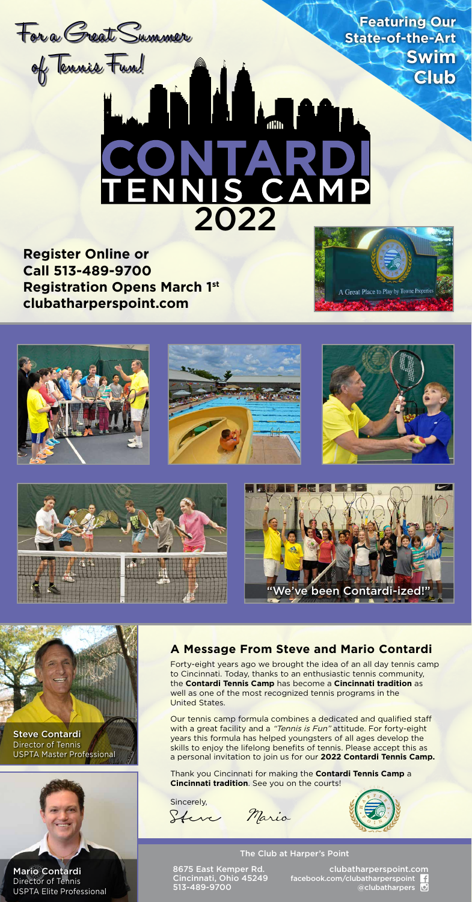For a Great Summer of Tennis Fun!

**Featuring Our State-of-the-Art Swim Club**

# CONTARDI TENNIS CAMP 2022

**Register Online or Call 513-489-9700**
**Registration Opens March 1st**
**clubatharperspoint.com**

"We've been Contardi-ized!"

**Steve Contardi**
Director of Tennis
USPTA Master Professional

**Mario Contardi**
Director of Tennis
USPTA Elite Professional

## A Message From Steve and Mario Contardi

Forty-eight years ago we brought the idea of an all day tennis camp to Cincinnati. Today, thanks to an enthusiastic tennis community, the **Contardi Tennis Camp** has become a **Cincinnati tradition** as well as one of the most recognized tennis programs in the United States.

Our tennis camp formula combines a dedicated and qualified staff with a great facility and a *"Tennis is Fun"* attitude. For forty-eight years this formula has helped youngsters of all ages develop the skills to enjoy the lifelong benefits of tennis. Please accept this as a personal invitation to join us for our **2022 Contardi Tennis Camp.**

Thank you Cincinnati for making the **Contardi Tennis Camp** a **Cincinnati tradition**. See you on the courts!

Sincerely,

Steve Mario

The Club at Harper's Point

8675 East Kemper Rd.
Cincinnati, Ohio 45249
513-489-9700

clubatharperspoint.com
facebook.com/clubatharperspoint
@clubatharpers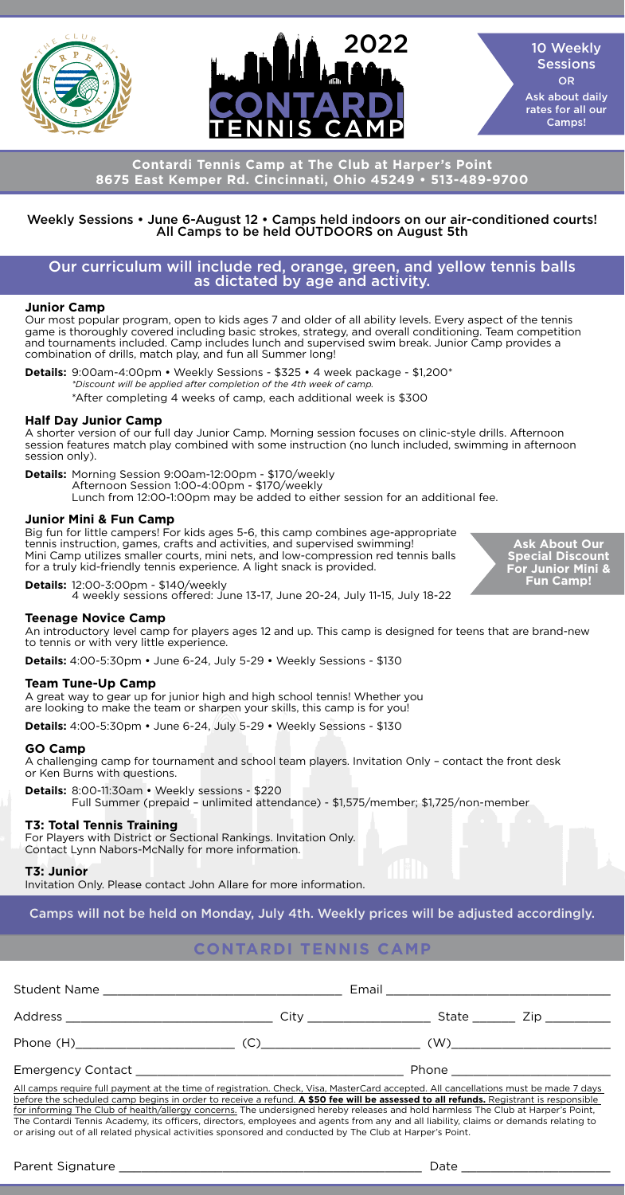2022

# CONTARDI TENNIS CAMP

10 Weekly Sessions
OR
Ask about daily rates for all our Camps!

**Contardi Tennis Camp at The Club at Harper's Point**
**8675 East Kemper Rd. Cincinnati, Ohio 45249 • 513-489-9700**

Weekly Sessions • June 6-August 12 • Camps held indoors on our air-conditioned courts!
All Camps to be held OUTDOORS on August 5th

## Our curriculum will include red, orange, green, and yellow tennis balls as dictated by age and activity.

### Junior Camp

Our most popular program, open to kids ages 7 and older of all ability levels. Every aspect of the tennis game is thoroughly covered including basic strokes, strategy, and overall conditioning. Team competition and tournaments included. Camp includes lunch and supervised swim break. Junior Camp provides a combination of drills, match play, and fun all Summer long!

**Details:** 9:00am-4:00pm • Weekly Sessions - $325 • 4 week package - $1,200*
*\*Discount will be applied after completion of the 4th week of camp.*
\*After completing 4 weeks of camp, each additional week is $300

### Half Day Junior Camp

A shorter version of our full day Junior Camp. Morning session focuses on clinic-style drills. Afternoon session features match play combined with some instruction (no lunch included, swimming in afternoon session only).

**Details:** Morning Session 9:00am-12:00pm - $170/weekly
Afternoon Session 1:00-4:00pm - $170/weekly
Lunch from 12:00-1:00pm may be added to either session for an additional fee.

### Junior Mini & Fun Camp

Big fun for little campers! For kids ages 5-6, this camp combines age-appropriate tennis instruction, games, crafts and activities, and supervised swimming! Mini Camp utilizes smaller courts, mini nets, and low-compression red tennis balls for a truly kid-friendly tennis experience. A light snack is provided.

**Ask About Our Special Discount For Junior Mini & Fun Camp!**

**Details:** 12:00-3:00pm - $140/weekly
4 weekly sessions offered: June 13-17, June 20-24, July 11-15, July 18-22

### Teenage Novice Camp

An introductory level camp for players ages 12 and up. This camp is designed for teens that are brand-new to tennis or with very little experience.

**Details:** 4:00-5:30pm • June 6-24, July 5-29 • Weekly Sessions - $130

### Team Tune-Up Camp

A great way to gear up for junior high and high school tennis! Whether you are looking to make the team or sharpen your skills, this camp is for you!

**Details:** 4:00-5:30pm • June 6-24, July 5-29 • Weekly Sessions - $130

### GO Camp

A challenging camp for tournament and school team players. Invitation Only – contact the front desk or Ken Burns with questions.

**Details:** 8:00-11:30am • Weekly sessions - $220
Full Summer (prepaid – unlimited attendance) - $1,575/member; $1,725/non-member

### T3: Total Tennis Training

For Players with District or Sectional Rankings. Invitation Only.
Contact Lynn Nabors-McNally for more information.

### T3: Junior

Invitation Only. Please contact John Allare for more information.

Camps will not be held on Monday, July 4th. Weekly prices will be adjusted accordingly.

## CONTARDI TENNIS CAMP

Student Name ______________________ Email ______________________

Address ______________________ City ____________ State ______ Zip ________

Phone (H)________________ (C)________________ (W)________________

Emergency Contact ______________________ Phone ______________________

All camps require full payment at the time of registration. Check, Visa, MasterCard accepted. All cancellations must be made 7 days before the scheduled camp begins in order to receive a refund. **A $50 fee will be assessed to all refunds.** Registrant is responsible for informing The Club of health/allergy concerns. The undersigned hereby releases and hold harmless The Club at Harper's Point, The Contardi Tennis Academy, its officers, directors, employees and agents from any and all liability, claims or demands relating to or arising out of all related physical activities sponsored and conducted by The Club at Harper's Point.

Parent Signature ______________________ Date ______________________